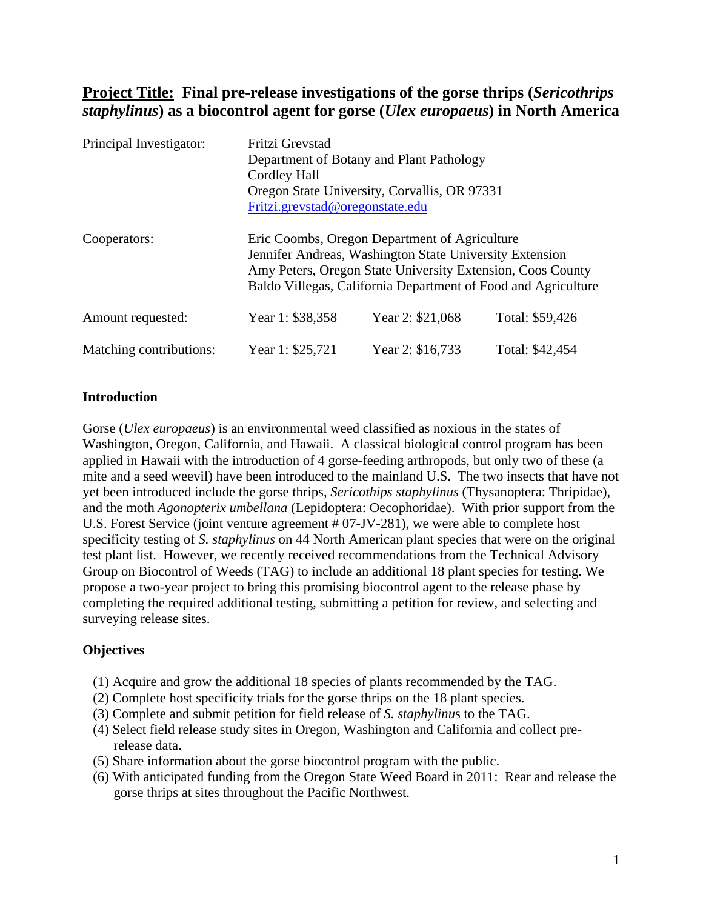**Project Title: Final pre-release investigations of the gorse thrips (*Sericothrips staphylinus*) as a biocontrol agent for gorse (*Ulex europaeus*) in North America**

| | | | |
|---|---|---|---|
| Principal Investigator: | Fritzi Grevstad<br>Department of Botany and Plant Pathology<br>Cordley Hall<br>Oregon State University, Corvallis, OR 97331<br>Fritzi.grevstad@oregonstate.edu | | |
| Cooperators: | Eric Coombs, Oregon Department of Agriculture<br>Jennifer Andreas, Washington State University Extension<br>Amy Peters, Oregon State University Extension, Coos County<br>Baldo Villegas, California Department of Food and Agriculture | | |
| Amount requested: | Year 1: $38,358 | Year 2: $21,068 | Total: $59,426 |
| Matching contributions: | Year 1: $25,721 | Year 2: $16,733 | Total: $42,454 |

**Introduction**

Gorse (*Ulex europaeus*) is an environmental weed classified as noxious in the states of Washington, Oregon, California, and Hawaii. A classical biological control program has been applied in Hawaii with the introduction of 4 gorse-feeding arthropods, but only two of these (a mite and a seed weevil) have been introduced to the mainland U.S. The two insects that have not yet been introduced include the gorse thrips, *Sericothips staphylinus* (Thysanoptera: Thripidae), and the moth *Agonopterix umbellana* (Lepidoptera: Oecophoridae). With prior support from the U.S. Forest Service (joint venture agreement # 07-JV-281), we were able to complete host specificity testing of *S. staphylinus* on 44 North American plant species that were on the original test plant list. However, we recently received recommendations from the Technical Advisory Group on Biocontrol of Weeds (TAG) to include an additional 18 plant species for testing. We propose a two-year project to bring this promising biocontrol agent to the release phase by completing the required additional testing, submitting a petition for review, and selecting and surveying release sites.

**Objectives**

(1) Acquire and grow the additional 18 species of plants recommended by the TAG.
(2) Complete host specificity trials for the gorse thrips on the 18 plant species.
(3) Complete and submit petition for field release of *S. staphylinus* to the TAG.
(4) Select field release study sites in Oregon, Washington and California and collect pre-release data.
(5) Share information about the gorse biocontrol program with the public.
(6) With anticipated funding from the Oregon State Weed Board in 2011: Rear and release the gorse thrips at sites throughout the Pacific Northwest.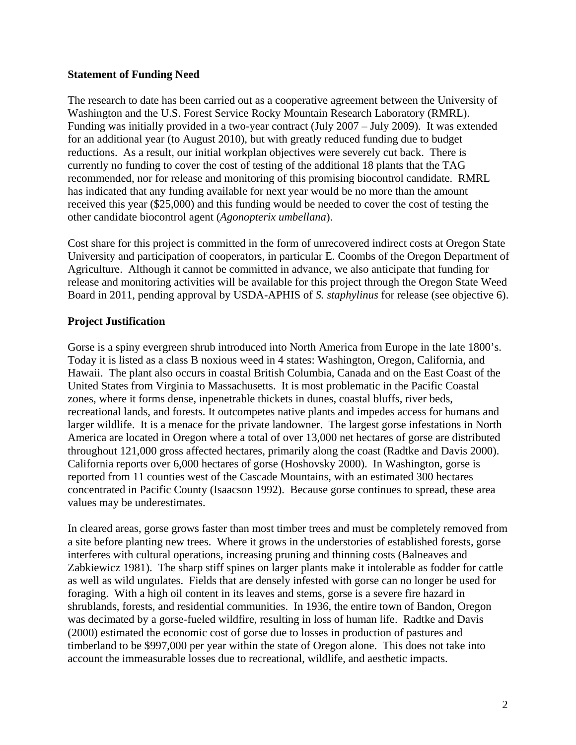## Statement of Funding Need

The research to date has been carried out as a cooperative agreement between the University of Washington and the U.S. Forest Service Rocky Mountain Research Laboratory (RMRL). Funding was initially provided in a two-year contract (July 2007 – July 2009). It was extended for an additional year (to August 2010), but with greatly reduced funding due to budget reductions. As a result, our initial workplan objectives were severely cut back. There is currently no funding to cover the cost of testing of the additional 18 plants that the TAG recommended, nor for release and monitoring of this promising biocontrol candidate. RMRL has indicated that any funding available for next year would be no more than the amount received this year ($25,000) and this funding would be needed to cover the cost of testing the other candidate biocontrol agent (*Agonopterix umbellana*).

Cost share for this project is committed in the form of unrecovered indirect costs at Oregon State University and participation of cooperators, in particular E. Coombs of the Oregon Department of Agriculture. Although it cannot be committed in advance, we also anticipate that funding for release and monitoring activities will be available for this project through the Oregon State Weed Board in 2011, pending approval by USDA-APHIS of *S. staphylinus* for release (see objective 6).

## Project Justification

Gorse is a spiny evergreen shrub introduced into North America from Europe in the late 1800's. Today it is listed as a class B noxious weed in 4 states: Washington, Oregon, California, and Hawaii. The plant also occurs in coastal British Columbia, Canada and on the East Coast of the United States from Virginia to Massachusetts. It is most problematic in the Pacific Coastal zones, where it forms dense, inpenetrable thickets in dunes, coastal bluffs, river beds, recreational lands, and forests. It outcompetes native plants and impedes access for humans and larger wildlife. It is a menace for the private landowner. The largest gorse infestations in North America are located in Oregon where a total of over 13,000 net hectares of gorse are distributed throughout 121,000 gross affected hectares, primarily along the coast (Radtke and Davis 2000). California reports over 6,000 hectares of gorse (Hoshovsky 2000). In Washington, gorse is reported from 11 counties west of the Cascade Mountains, with an estimated 300 hectares concentrated in Pacific County (Isaacson 1992). Because gorse continues to spread, these area values may be underestimates.

In cleared areas, gorse grows faster than most timber trees and must be completely removed from a site before planting new trees. Where it grows in the understories of established forests, gorse interferes with cultural operations, increasing pruning and thinning costs (Balneaves and Zabkiewicz 1981). The sharp stiff spines on larger plants make it intolerable as fodder for cattle as well as wild ungulates. Fields that are densely infested with gorse can no longer be used for foraging. With a high oil content in its leaves and stems, gorse is a severe fire hazard in shrublands, forests, and residential communities. In 1936, the entire town of Bandon, Oregon was decimated by a gorse-fueled wildfire, resulting in loss of human life. Radtke and Davis (2000) estimated the economic cost of gorse due to losses in production of pastures and timberland to be $997,000 per year within the state of Oregon alone. This does not take into account the immeasurable losses due to recreational, wildlife, and aesthetic impacts.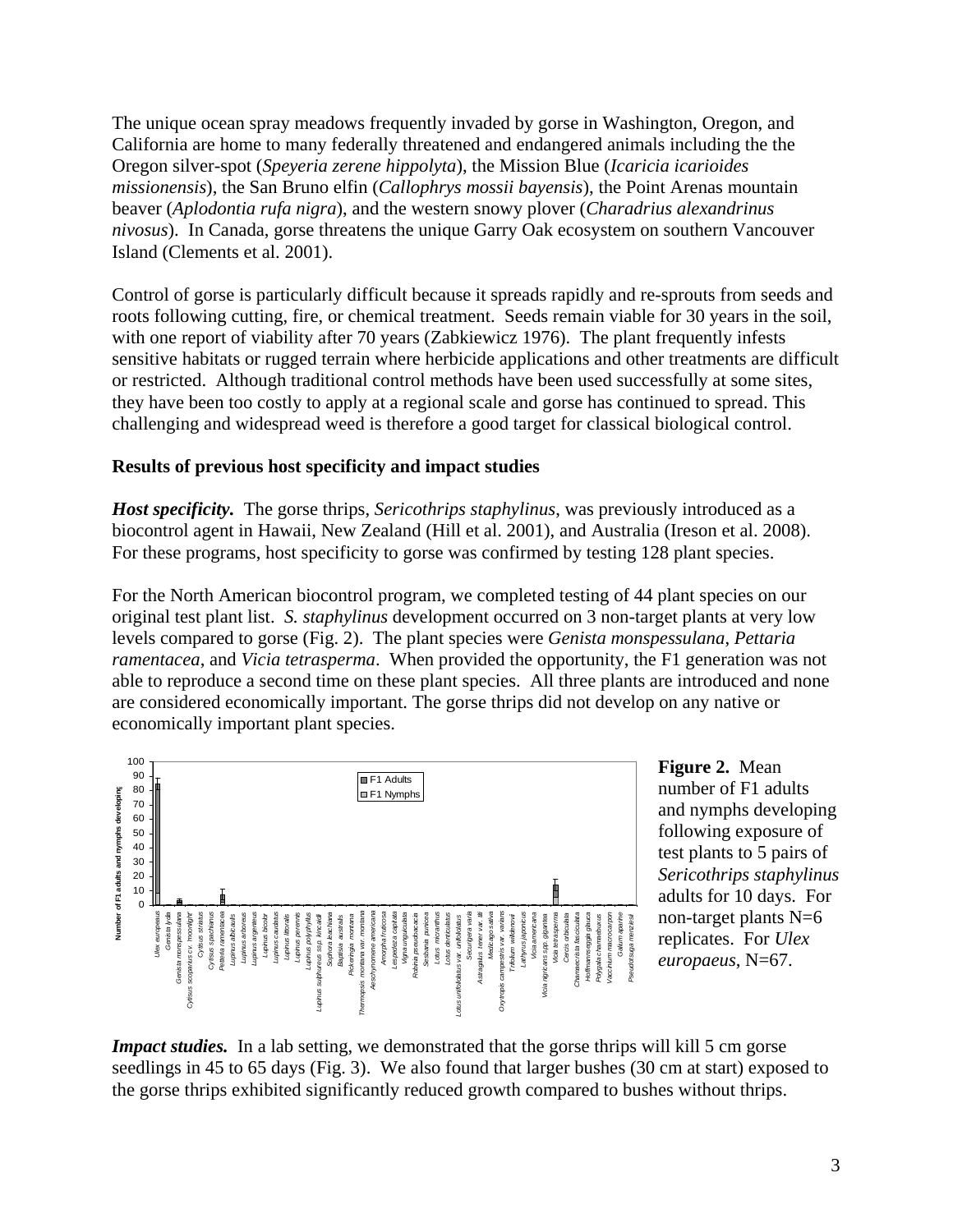The unique ocean spray meadows frequently invaded by gorse in Washington, Oregon, and California are home to many federally threatened and endangered animals including the the Oregon silver-spot (*Speyeria zerene hippolyta*), the Mission Blue (*Icaricia icarioides missionensis*), the San Bruno elfin (*Callophrys mossii bayensis*), the Point Arenas mountain beaver (*Aplodontia rufa nigra*), and the western snowy plover (*Charadrius alexandrinus nivosus*). In Canada, gorse threatens the unique Garry Oak ecosystem on southern Vancouver Island (Clements et al. 2001).

Control of gorse is particularly difficult because it spreads rapidly and re-sprouts from seeds and roots following cutting, fire, or chemical treatment. Seeds remain viable for 30 years in the soil, with one report of viability after 70 years (Zabkiewicz 1976). The plant frequently infests sensitive habitats or rugged terrain where herbicide applications and other treatments are difficult or restricted. Although traditional control methods have been used successfully at some sites, they have been too costly to apply at a regional scale and gorse has continued to spread. This challenging and widespread weed is therefore a good target for classical biological control.

**Results of previous host specificity and impact studies**

***Host specificity.*** The gorse thrips, *Sericothrips staphylinus*, was previously introduced as a biocontrol agent in Hawaii, New Zealand (Hill et al. 2001), and Australia (Ireson et al. 2008). For these programs, host specificity to gorse was confirmed by testing 128 plant species.

For the North American biocontrol program, we completed testing of 44 plant species on our original test plant list. *S. staphylinus* development occurred on 3 non-target plants at very low levels compared to gorse (Fig. 2). The plant species were *Genista monspessulana*, *Pettaria ramentacea*, and *Vicia tetrasperma*. When provided the opportunity, the F1 generation was not able to reproduce a second time on these plant species. All three plants are introduced and none are considered economically important. The gorse thrips did not develop on any native or economically important plant species.

**Figure 2.** Mean number of F1 adults and nymphs developing following exposure of test plants to 5 pairs of *Sericothrips staphylinus* adults for 10 days. For non-target plants N=6 replicates. For *Ulex europaeus*, N=67.

***Impact studies.*** In a lab setting, we demonstrated that the gorse thrips will kill 5 cm gorse seedlings in 45 to 65 days (Fig. 3). We also found that larger bushes (30 cm at start) exposed to the gorse thrips exhibited significantly reduced growth compared to bushes without thrips.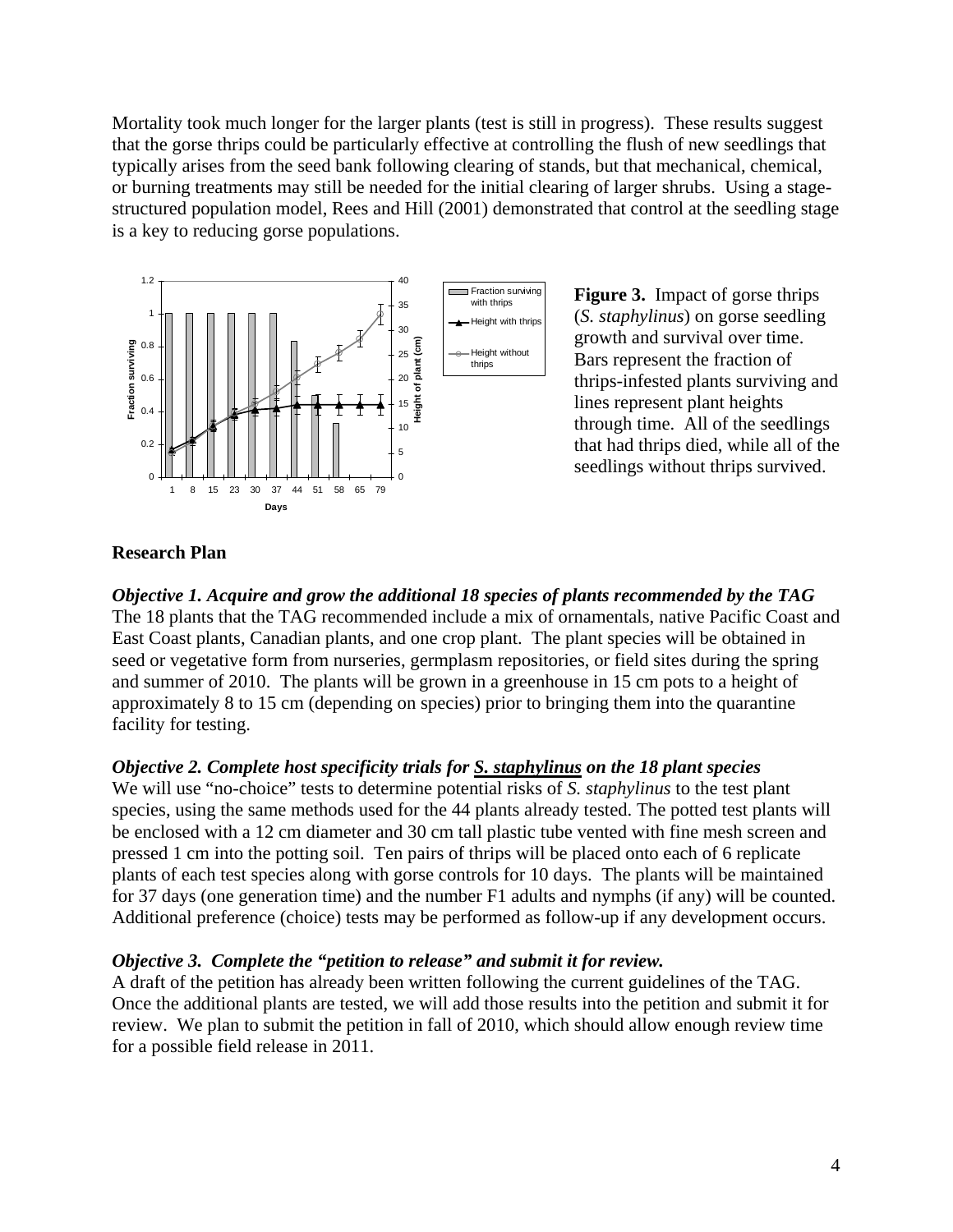Mortality took much longer for the larger plants (test is still in progress). These results suggest that the gorse thrips could be particularly effective at controlling the flush of new seedlings that typically arises from the seed bank following clearing of stands, but that mechanical, chemical, or burning treatments may still be needed for the initial clearing of larger shrubs. Using a stage-structured population model, Rees and Hill (2001) demonstrated that control at the seedling stage is a key to reducing gorse populations.

**Figure 3.** Impact of gorse thrips (*S. staphylinus*) on gorse seedling growth and survival over time. Bars represent the fraction of thrips-infested plants surviving and lines represent plant heights through time. All of the seedlings that had thrips died, while all of the seedlings without thrips survived.

## Research Plan

***Objective 1. Acquire and grow the additional 18 species of plants recommended by the TAG***

The 18 plants that the TAG recommended include a mix of ornamentals, native Pacific Coast and East Coast plants, Canadian plants, and one crop plant. The plant species will be obtained in seed or vegetative form from nurseries, germplasm repositories, or field sites during the spring and summer of 2010. The plants will be grown in a greenhouse in 15 cm pots to a height of approximately 8 to 15 cm (depending on species) prior to bringing them into the quarantine facility for testing.

***Objective 2. Complete host specificity trials for <u>S. staphylinus</u> on the 18 plant species***

We will use "no-choice" tests to determine potential risks of *S. staphylinus* to the test plant species, using the same methods used for the 44 plants already tested. The potted test plants will be enclosed with a 12 cm diameter and 30 cm tall plastic tube vented with fine mesh screen and pressed 1 cm into the potting soil. Ten pairs of thrips will be placed onto each of 6 replicate plants of each test species along with gorse controls for 10 days. The plants will be maintained for 37 days (one generation time) and the number F1 adults and nymphs (if any) will be counted. Additional preference (choice) tests may be performed as follow-up if any development occurs.

***Objective 3. Complete the "petition to release" and submit it for review.***

A draft of the petition has already been written following the current guidelines of the TAG. Once the additional plants are tested, we will add those results into the petition and submit it for review. We plan to submit the petition in fall of 2010, which should allow enough review time for a possible field release in 2011.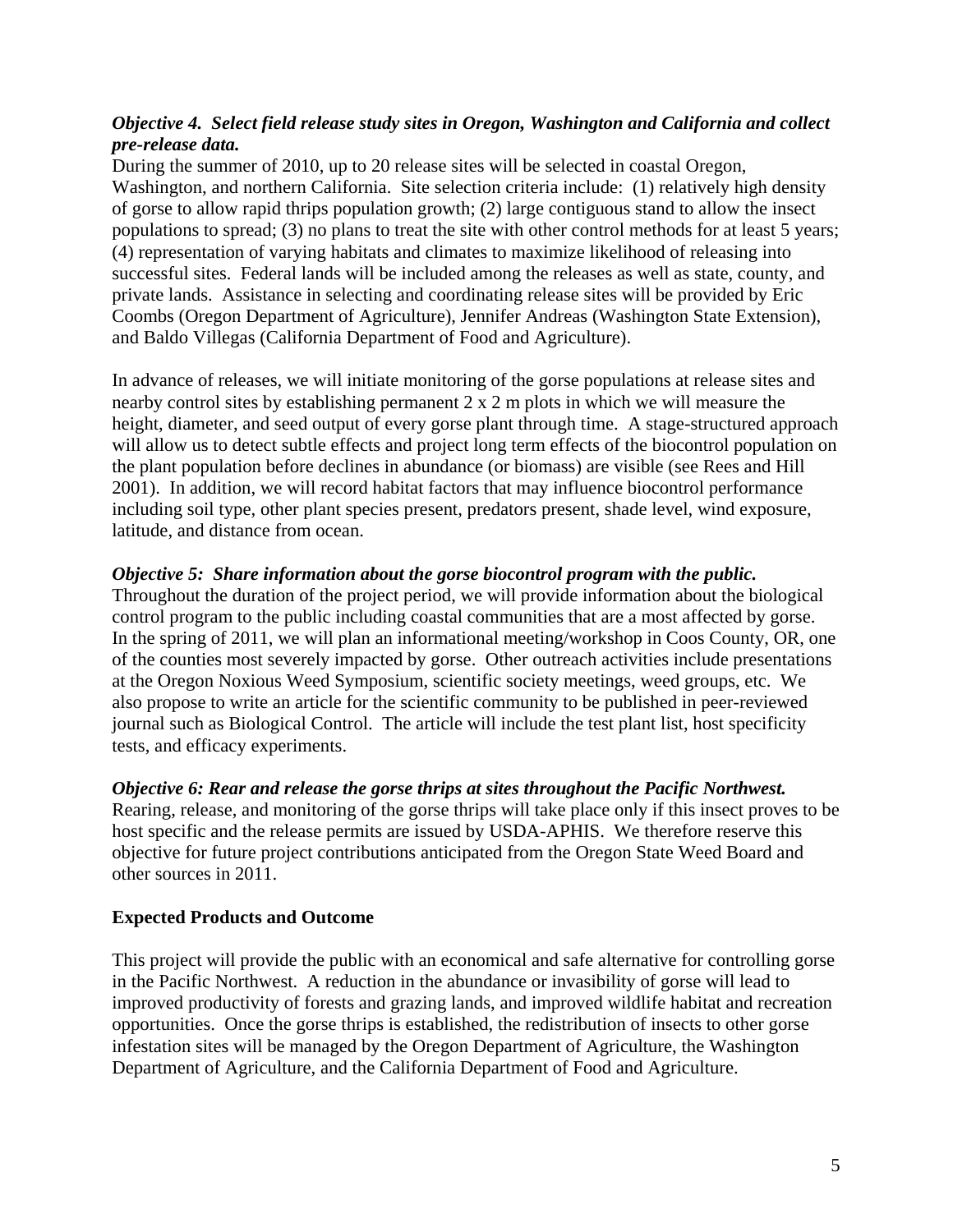***Objective 4. Select field release study sites in Oregon, Washington and California and collect pre-release data.***

During the summer of 2010, up to 20 release sites will be selected in coastal Oregon, Washington, and northern California. Site selection criteria include: (1) relatively high density of gorse to allow rapid thrips population growth; (2) large contiguous stand to allow the insect populations to spread; (3) no plans to treat the site with other control methods for at least 5 years; (4) representation of varying habitats and climates to maximize likelihood of releasing into successful sites. Federal lands will be included among the releases as well as state, county, and private lands. Assistance in selecting and coordinating release sites will be provided by Eric Coombs (Oregon Department of Agriculture), Jennifer Andreas (Washington State Extension), and Baldo Villegas (California Department of Food and Agriculture).

In advance of releases, we will initiate monitoring of the gorse populations at release sites and nearby control sites by establishing permanent 2 x 2 m plots in which we will measure the height, diameter, and seed output of every gorse plant through time. A stage-structured approach will allow us to detect subtle effects and project long term effects of the biocontrol population on the plant population before declines in abundance (or biomass) are visible (see Rees and Hill 2001). In addition, we will record habitat factors that may influence biocontrol performance including soil type, other plant species present, predators present, shade level, wind exposure, latitude, and distance from ocean.

***Objective 5: Share information about the gorse biocontrol program with the public.***

Throughout the duration of the project period, we will provide information about the biological control program to the public including coastal communities that are a most affected by gorse. In the spring of 2011, we will plan an informational meeting/workshop in Coos County, OR, one of the counties most severely impacted by gorse. Other outreach activities include presentations at the Oregon Noxious Weed Symposium, scientific society meetings, weed groups, etc. We also propose to write an article for the scientific community to be published in peer-reviewed journal such as Biological Control. The article will include the test plant list, host specificity tests, and efficacy experiments.

***Objective 6: Rear and release the gorse thrips at sites throughout the Pacific Northwest.***

Rearing, release, and monitoring of the gorse thrips will take place only if this insect proves to be host specific and the release permits are issued by USDA-APHIS. We therefore reserve this objective for future project contributions anticipated from the Oregon State Weed Board and other sources in 2011.

**Expected Products and Outcome**

This project will provide the public with an economical and safe alternative for controlling gorse in the Pacific Northwest. A reduction in the abundance or invasibility of gorse will lead to improved productivity of forests and grazing lands, and improved wildlife habitat and recreation opportunities. Once the gorse thrips is established, the redistribution of insects to other gorse infestation sites will be managed by the Oregon Department of Agriculture, the Washington Department of Agriculture, and the California Department of Food and Agriculture.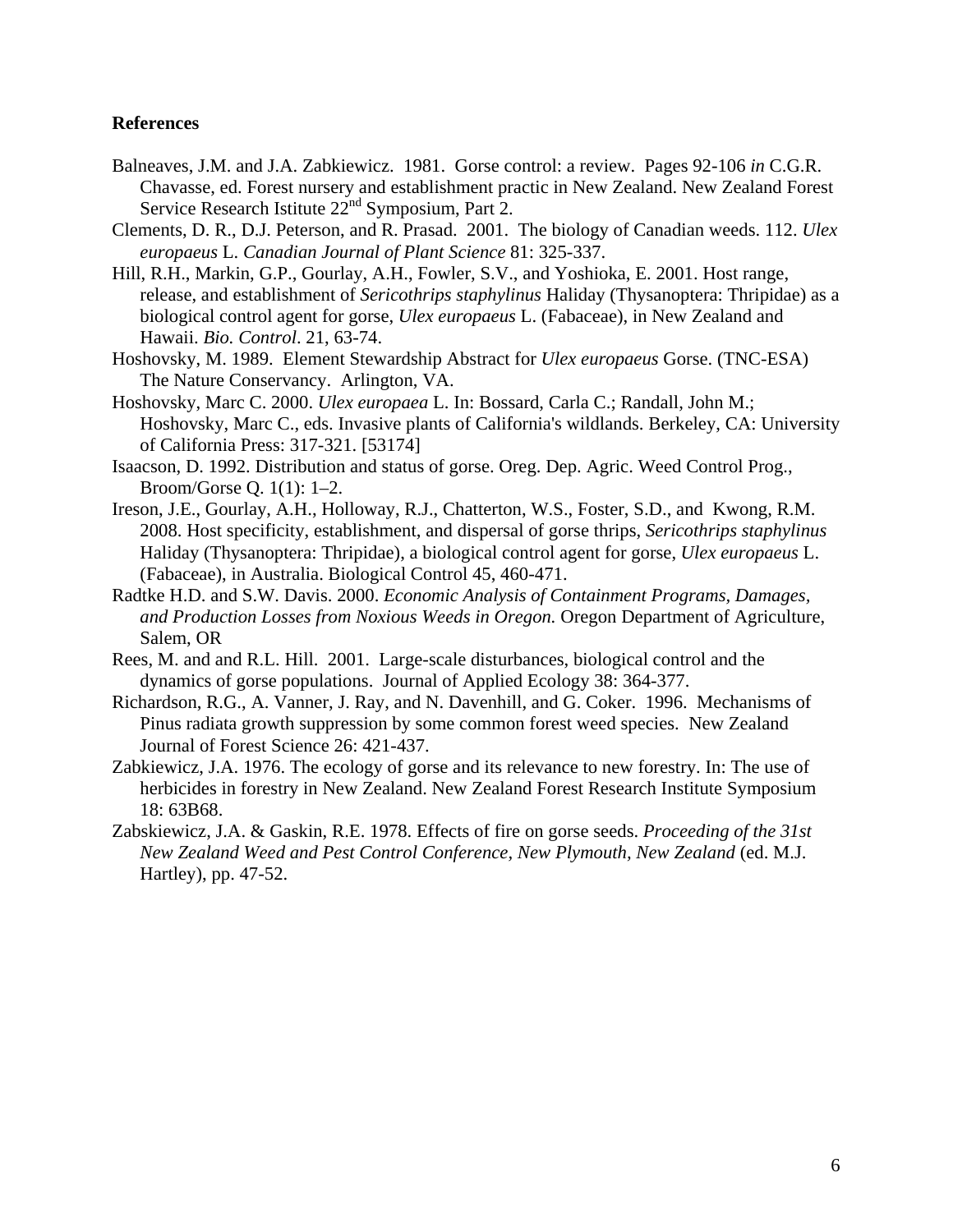**References**

Balneaves, J.M. and J.A. Zabkiewicz. 1981. Gorse control: a review. Pages 92-106 *in* C.G.R. Chavasse, ed. Forest nursery and establishment practic in New Zealand. New Zealand Forest Service Research Istitute 22nd Symposium, Part 2.

Clements, D. R., D.J. Peterson, and R. Prasad. 2001. The biology of Canadian weeds. 112. *Ulex europaeus* L. *Canadian Journal of Plant Science* 81: 325-337.

Hill, R.H., Markin, G.P., Gourlay, A.H., Fowler, S.V., and Yoshioka, E. 2001. Host range, release, and establishment of *Sericothrips staphylinus* Haliday (Thysanoptera: Thripidae) as a biological control agent for gorse, *Ulex europaeus* L. (Fabaceae), in New Zealand and Hawaii. *Bio. Control*. 21, 63-74.

Hoshovsky, M. 1989. Element Stewardship Abstract for *Ulex europaeus* Gorse. (TNC-ESA) The Nature Conservancy. Arlington, VA.

Hoshovsky, Marc C. 2000. *Ulex europaea* L. In: Bossard, Carla C.; Randall, John M.; Hoshovsky, Marc C., eds. Invasive plants of California's wildlands. Berkeley, CA: University of California Press: 317-321. [53174]

Isaacson, D. 1992. Distribution and status of gorse. Oreg. Dep. Agric. Weed Control Prog., Broom/Gorse Q. 1(1): 1–2.

Ireson, J.E., Gourlay, A.H., Holloway, R.J., Chatterton, W.S., Foster, S.D., and Kwong, R.M. 2008. Host specificity, establishment, and dispersal of gorse thrips, *Sericothrips staphylinus* Haliday (Thysanoptera: Thripidae), a biological control agent for gorse, *Ulex europaeus* L. (Fabaceae), in Australia. Biological Control 45, 460-471.

Radtke H.D. and S.W. Davis. 2000. *Economic Analysis of Containment Programs, Damages, and Production Losses from Noxious Weeds in Oregon.* Oregon Department of Agriculture, Salem, OR

Rees, M. and and R.L. Hill. 2001. Large-scale disturbances, biological control and the dynamics of gorse populations. Journal of Applied Ecology 38: 364-377.

Richardson, R.G., A. Vanner, J. Ray, and N. Davenhill, and G. Coker. 1996. Mechanisms of Pinus radiata growth suppression by some common forest weed species. New Zealand Journal of Forest Science 26: 421-437.

Zabkiewicz, J.A. 1976. The ecology of gorse and its relevance to new forestry. In: The use of herbicides in forestry in New Zealand. New Zealand Forest Research Institute Symposium 18: 63B68.

Zabskiewicz, J.A. & Gaskin, R.E. 1978. Effects of fire on gorse seeds. *Proceeding of the 31st New Zealand Weed and Pest Control Conference, New Plymouth, New Zealand* (ed. M.J. Hartley), pp. 47-52.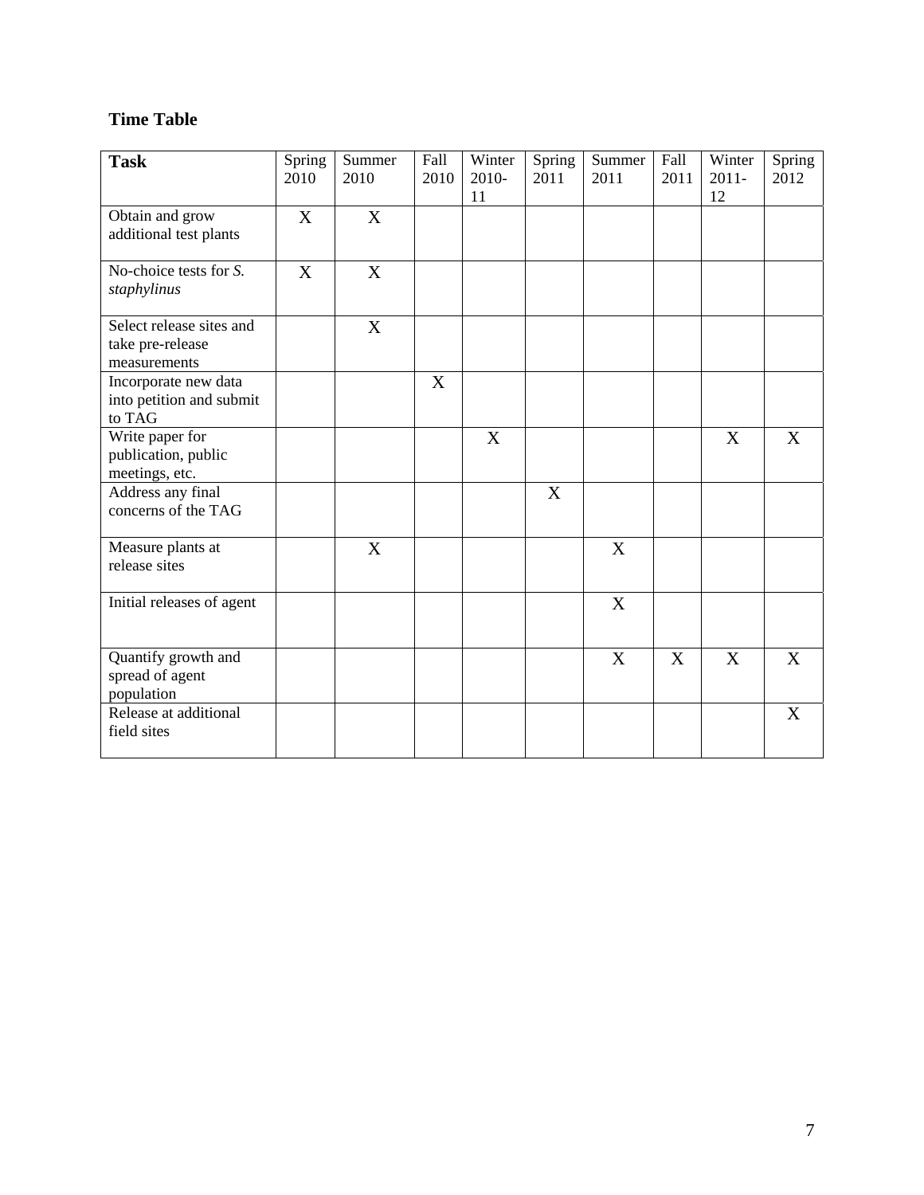**Time Table**

| Task | Spring 2010 | Summer 2010 | Fall 2010 | Winter 2010-11 | Spring 2011 | Summer 2011 | Fall 2011 | Winter 2011-12 | Spring 2012 |
|---|---|---|---|---|---|---|---|---|---|
| Obtain and grow additional test plants | X | X | | | | | | | |
| No-choice tests for *S. staphylinus* | X | X | | | | | | | |
| Select release sites and take pre-release measurements | | X | | | | | | | |
| Incorporate new data into petition and submit to TAG | | | X | | | | | | |
| Write paper for publication, public meetings, etc. | | | | X | | | | X | X |
| Address any final concerns of the TAG | | | | | X | | | | |
| Measure plants at release sites | | X | | | | X | | | |
| Initial releases of agent | | | | | | X | | | |
| Quantify growth and spread of agent population | | | | | | X | X | X | X |
| Release at additional field sites | | | | | | | | | X |